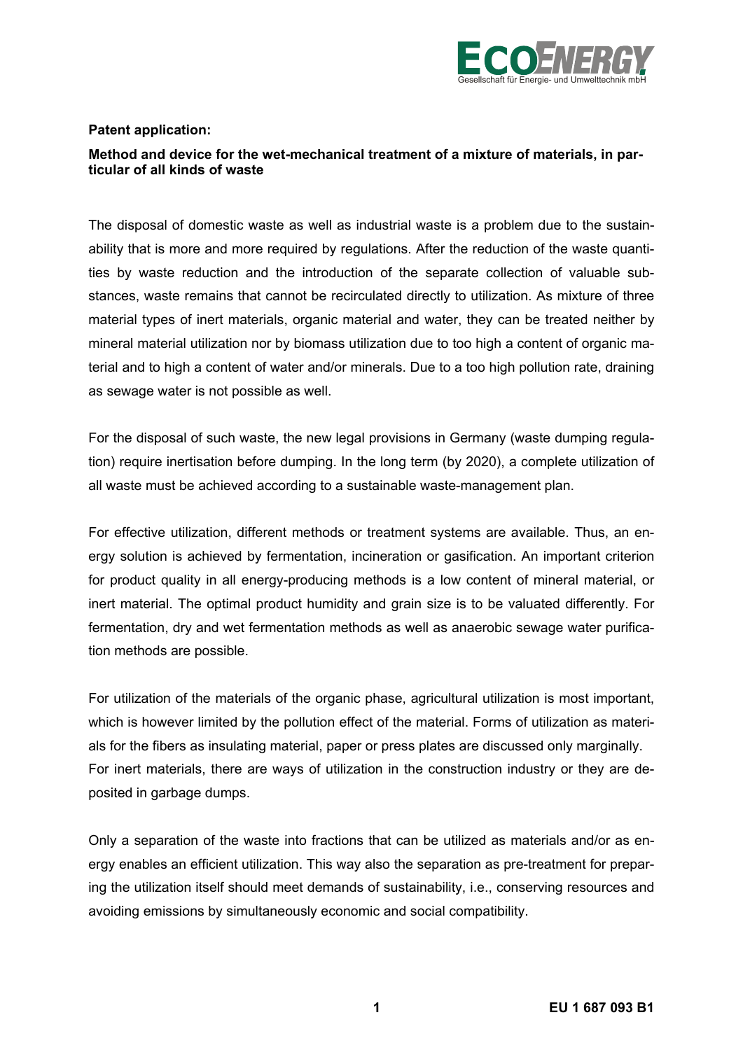**Patent application:**

**Method and device for the wet-mechanical treatment of a mixture of materials, in particular of all kinds of waste**

The disposal of domestic waste as well as industrial waste is a problem due to the sustainability that is more and more required by regulations. After the reduction of the waste quantities by waste reduction and the introduction of the separate collection of valuable substances, waste remains that cannot be recirculated directly to utilization. As mixture of three material types of inert materials, organic material and water, they can be treated neither by mineral material utilization nor by biomass utilization due to too high a content of organic material and to high a content of water and/or minerals. Due to a too high pollution rate, draining as sewage water is not possible as well.

For the disposal of such waste, the new legal provisions in Germany (waste dumping regulation) require inertisation before dumping. In the long term (by 2020), a complete utilization of all waste must be achieved according to a sustainable waste-management plan.

For effective utilization, different methods or treatment systems are available. Thus, an energy solution is achieved by fermentation, incineration or gasification. An important criterion for product quality in all energy-producing methods is a low content of mineral material, or inert material. The optimal product humidity and grain size is to be valuated differently. For fermentation, dry and wet fermentation methods as well as anaerobic sewage water purification methods are possible.

For utilization of the materials of the organic phase, agricultural utilization is most important, which is however limited by the pollution effect of the material. Forms of utilization as materials for the fibers as insulating material, paper or press plates are discussed only marginally. For inert materials, there are ways of utilization in the construction industry or they are deposited in garbage dumps.

Only a separation of the waste into fractions that can be utilized as materials and/or as energy enables an efficient utilization. This way also the separation as pre-treatment for preparing the utilization itself should meet demands of sustainability, i.e., conserving resources and avoiding emissions by simultaneously economic and social compatibility.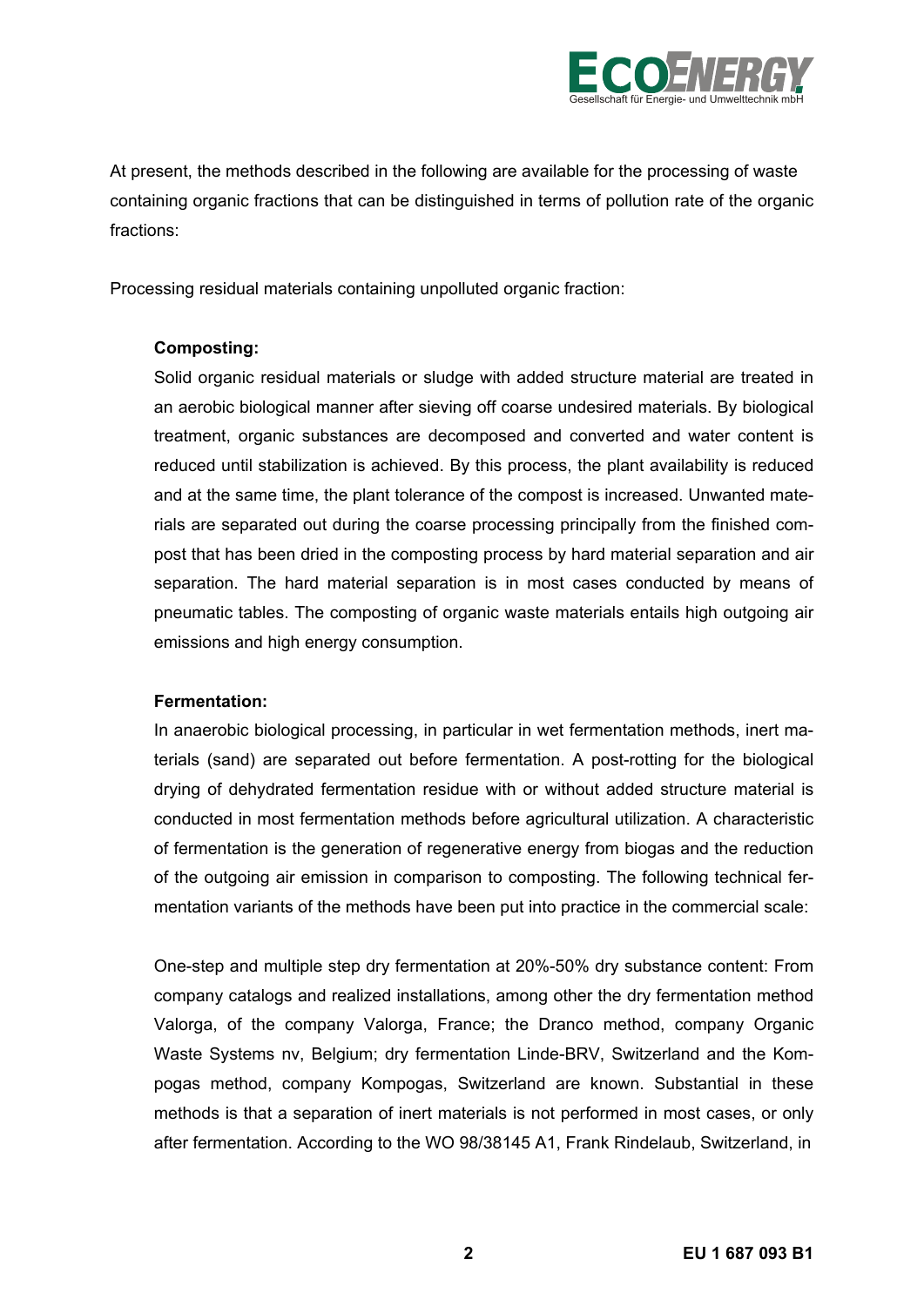At present, the methods described in the following are available for the processing of waste containing organic fractions that can be distinguished in terms of pollution rate of the organic fractions:

Processing residual materials containing unpolluted organic fraction:

**Composting:**

Solid organic residual materials or sludge with added structure material are treated in an aerobic biological manner after sieving off coarse undesired materials. By biological treatment, organic substances are decomposed and converted and water content is reduced until stabilization is achieved. By this process, the plant availability is reduced and at the same time, the plant tolerance of the compost is increased. Unwanted materials are separated out during the coarse processing principally from the finished compost that has been dried in the composting process by hard material separation and air separation. The hard material separation is in most cases conducted by means of pneumatic tables. The composting of organic waste materials entails high outgoing air emissions and high energy consumption.

**Fermentation:**

In anaerobic biological processing, in particular in wet fermentation methods, inert materials (sand) are separated out before fermentation. A post-rotting for the biological drying of dehydrated fermentation residue with or without added structure material is conducted in most fermentation methods before agricultural utilization. A characteristic of fermentation is the generation of regenerative energy from biogas and the reduction of the outgoing air emission in comparison to composting. The following technical fermentation variants of the methods have been put into practice in the commercial scale:

One-step and multiple step dry fermentation at 20%-50% dry substance content: From company catalogs and realized installations, among other the dry fermentation method Valorga, of the company Valorga, France; the Dranco method, company Organic Waste Systems nv, Belgium; dry fermentation Linde-BRV, Switzerland and the Kompogas method, company Kompogas, Switzerland are known. Substantial in these methods is that a separation of inert materials is not performed in most cases, or only after fermentation. According to the WO 98/38145 A1, Frank Rindelaub, Switzerland, in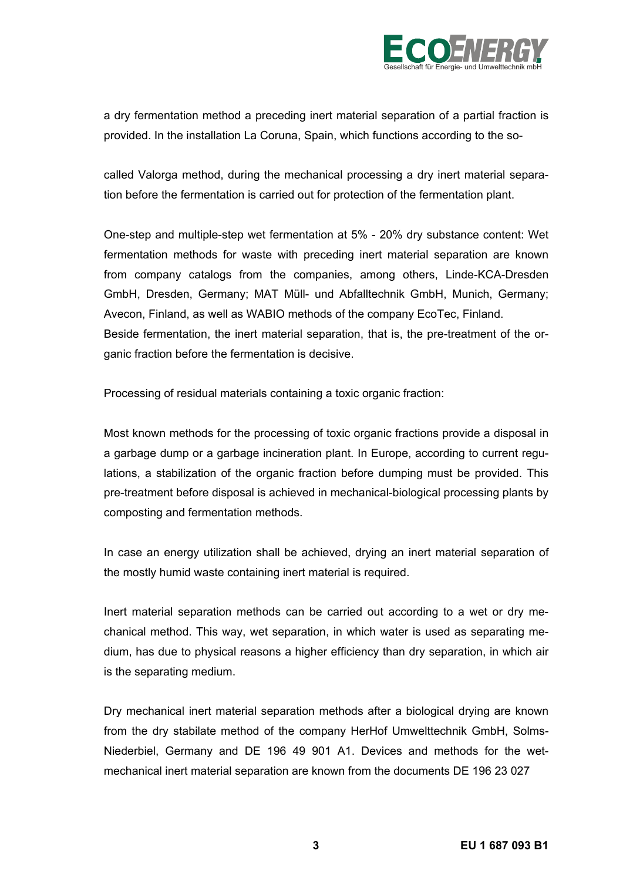a dry fermentation method a preceding inert material separation of a partial fraction is provided. In the installation La Coruna, Spain, which functions according to the so-

called Valorga method, during the mechanical processing a dry inert material separation before the fermentation is carried out for protection of the fermentation plant.

One-step and multiple-step wet fermentation at 5% - 20% dry substance content: Wet fermentation methods for waste with preceding inert material separation are known from company catalogs from the companies, among others, Linde-KCA-Dresden GmbH, Dresden, Germany; MAT Müll- und Abfalltechnik GmbH, Munich, Germany; Avecon, Finland, as well as WABIO methods of the company EcoTec, Finland.
Beside fermentation, the inert material separation, that is, the pre-treatment of the organic fraction before the fermentation is decisive.

Processing of residual materials containing a toxic organic fraction:

Most known methods for the processing of toxic organic fractions provide a disposal in a garbage dump or a garbage incineration plant. In Europe, according to current regulations, a stabilization of the organic fraction before dumping must be provided. This pre-treatment before disposal is achieved in mechanical-biological processing plants by composting and fermentation methods.

In case an energy utilization shall be achieved, drying an inert material separation of the mostly humid waste containing inert material is required.

Inert material separation methods can be carried out according to a wet or dry mechanical method. This way, wet separation, in which water is used as separating medium, has due to physical reasons a higher efficiency than dry separation, in which air is the separating medium.

Dry mechanical inert material separation methods after a biological drying are known from the dry stabilate method of the company HerHof Umwelttechnik GmbH, Solms-Niederbiel, Germany and DE 196 49 901 A1. Devices and methods for the wet-mechanical inert material separation are known from the documents DE 196 23 027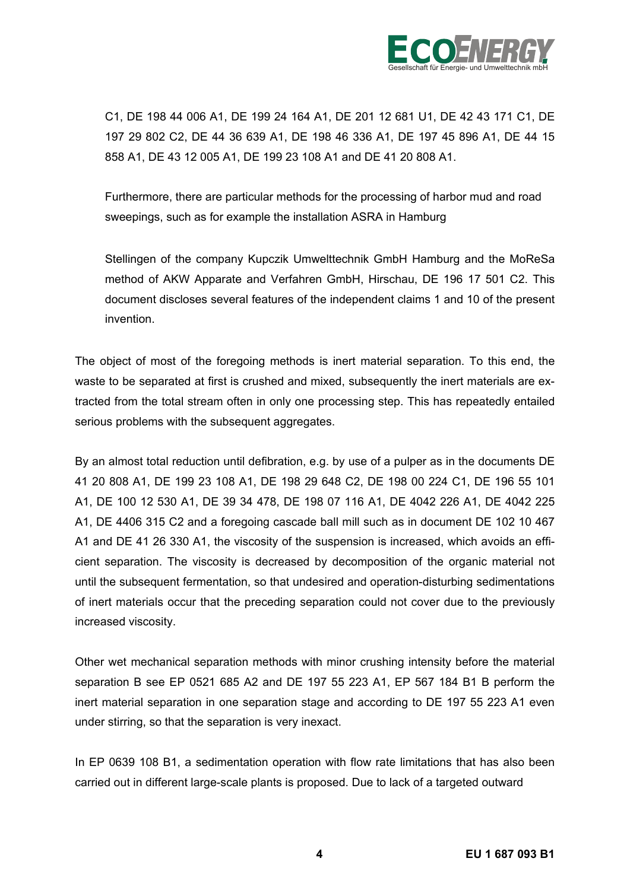C1, DE 198 44 006 A1, DE 199 24 164 A1, DE 201 12 681 U1, DE 42 43 171 C1, DE 197 29 802 C2, DE 44 36 639 A1, DE 198 46 336 A1, DE 197 45 896 A1, DE 44 15 858 A1, DE 43 12 005 A1, DE 199 23 108 A1 and DE 41 20 808 A1.

Furthermore, there are particular methods for the processing of harbor mud and road sweepings, such as for example the installation ASRA in Hamburg

Stellingen of the company Kupczik Umwelttechnik GmbH Hamburg and the MoReSa method of AKW Apparate and Verfahren GmbH, Hirschau, DE 196 17 501 C2. This document discloses several features of the independent claims 1 and 10 of the present invention.

The object of most of the foregoing methods is inert material separation. To this end, the waste to be separated at first is crushed and mixed, subsequently the inert materials are extracted from the total stream often in only one processing step. This has repeatedly entailed serious problems with the subsequent aggregates.

By an almost total reduction until defibration, e.g. by use of a pulper as in the documents DE 41 20 808 A1, DE 199 23 108 A1, DE 198 29 648 C2, DE 198 00 224 C1, DE 196 55 101 A1, DE 100 12 530 A1, DE 39 34 478, DE 198 07 116 A1, DE 4042 226 A1, DE 4042 225 A1, DE 4406 315 C2 and a foregoing cascade ball mill such as in document DE 102 10 467 A1 and DE 41 26 330 A1, the viscosity of the suspension is increased, which avoids an efficient separation. The viscosity is decreased by decomposition of the organic material not until the subsequent fermentation, so that undesired and operation-disturbing sedimentations of inert materials occur that the preceding separation could not cover due to the previously increased viscosity.

Other wet mechanical separation methods with minor crushing intensity before the material separation B see EP 0521 685 A2 and DE 197 55 223 A1, EP 567 184 B1 B perform the inert material separation in one separation stage and according to DE 197 55 223 A1 even under stirring, so that the separation is very inexact.

In EP 0639 108 B1, a sedimentation operation with flow rate limitations that has also been carried out in different large-scale plants is proposed. Due to lack of a targeted outward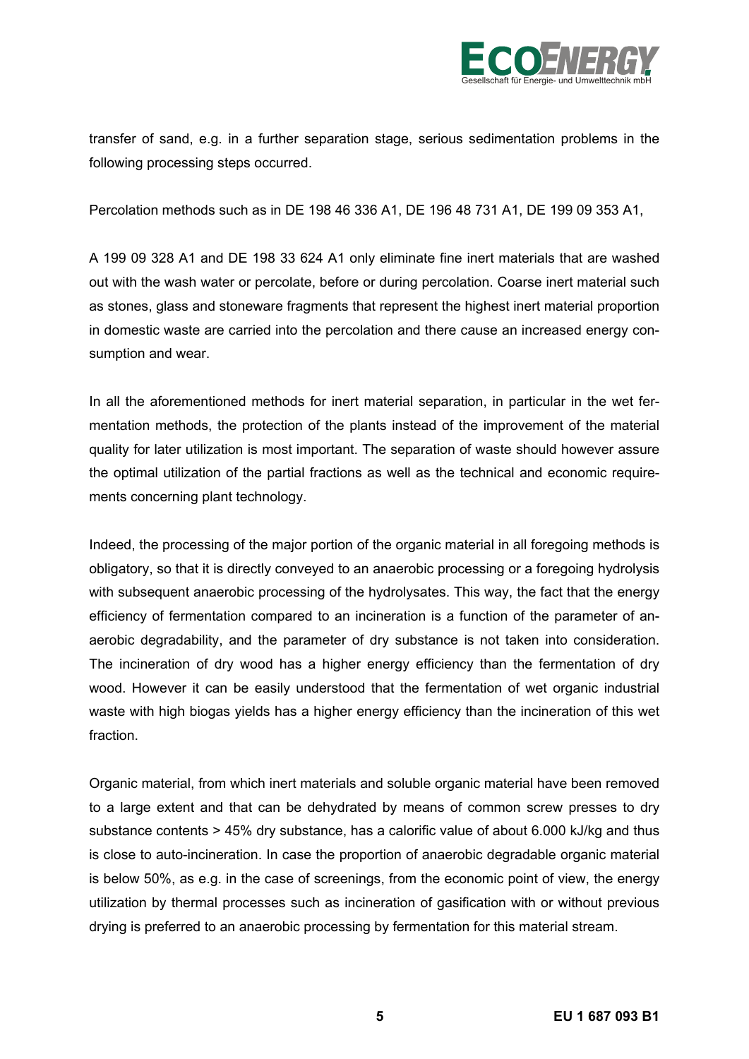transfer of sand, e.g. in a further separation stage, serious sedimentation problems in the following processing steps occurred.

Percolation methods such as in DE 198 46 336 A1, DE 196 48 731 A1, DE 199 09 353 A1,

A 199 09 328 A1 and DE 198 33 624 A1 only eliminate fine inert materials that are washed out with the wash water or percolate, before or during percolation. Coarse inert material such as stones, glass and stoneware fragments that represent the highest inert material proportion in domestic waste are carried into the percolation and there cause an increased energy consumption and wear.

In all the aforementioned methods for inert material separation, in particular in the wet fermentation methods, the protection of the plants instead of the improvement of the material quality for later utilization is most important. The separation of waste should however assure the optimal utilization of the partial fractions as well as the technical and economic requirements concerning plant technology.

Indeed, the processing of the major portion of the organic material in all foregoing methods is obligatory, so that it is directly conveyed to an anaerobic processing or a foregoing hydrolysis with subsequent anaerobic processing of the hydrolysates. This way, the fact that the energy efficiency of fermentation compared to an incineration is a function of the parameter of anaerobic degradability, and the parameter of dry substance is not taken into consideration. The incineration of dry wood has a higher energy efficiency than the fermentation of dry wood. However it can be easily understood that the fermentation of wet organic industrial waste with high biogas yields has a higher energy efficiency than the incineration of this wet fraction.

Organic material, from which inert materials and soluble organic material have been removed to a large extent and that can be dehydrated by means of common screw presses to dry substance contents > 45% dry substance, has a calorific value of about 6.000 kJ/kg and thus is close to auto-incineration. In case the proportion of anaerobic degradable organic material is below 50%, as e.g. in the case of screenings, from the economic point of view, the energy utilization by thermal processes such as incineration of gasification with or without previous drying is preferred to an anaerobic processing by fermentation for this material stream.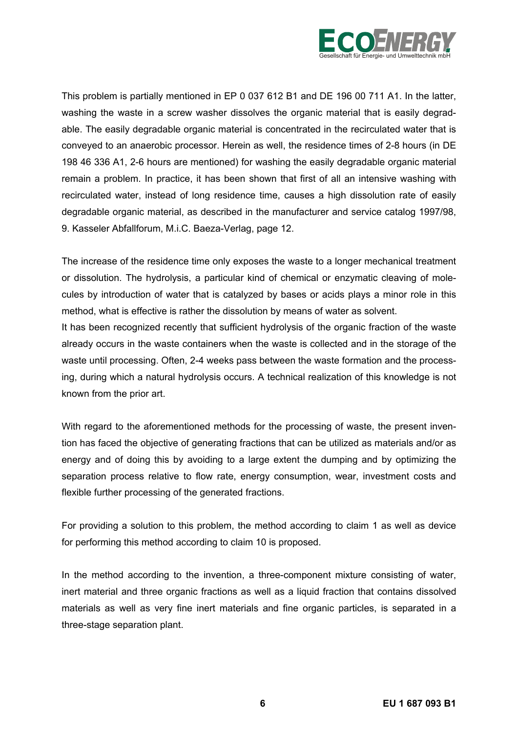This problem is partially mentioned in EP 0 037 612 B1 and DE 196 00 711 A1. In the latter, washing the waste in a screw washer dissolves the organic material that is easily degradable. The easily degradable organic material is concentrated in the recirculated water that is conveyed to an anaerobic processor. Herein as well, the residence times of 2-8 hours (in DE 198 46 336 A1, 2-6 hours are mentioned) for washing the easily degradable organic material remain a problem. In practice, it has been shown that first of all an intensive washing with recirculated water, instead of long residence time, causes a high dissolution rate of easily degradable organic material, as described in the manufacturer and service catalog 1997/98, 9. Kasseler Abfallforum, M.i.C. Baeza-Verlag, page 12.

The increase of the residence time only exposes the waste to a longer mechanical treatment or dissolution. The hydrolysis, a particular kind of chemical or enzymatic cleaving of molecules by introduction of water that is catalyzed by bases or acids plays a minor role in this method, what is effective is rather the dissolution by means of water as solvent.
It has been recognized recently that sufficient hydrolysis of the organic fraction of the waste already occurs in the waste containers when the waste is collected and in the storage of the waste until processing. Often, 2-4 weeks pass between the waste formation and the processing, during which a natural hydrolysis occurs. A technical realization of this knowledge is not known from the prior art.

With regard to the aforementioned methods for the processing of waste, the present invention has faced the objective of generating fractions that can be utilized as materials and/or as energy and of doing this by avoiding to a large extent the dumping and by optimizing the separation process relative to flow rate, energy consumption, wear, investment costs and flexible further processing of the generated fractions.

For providing a solution to this problem, the method according to claim 1 as well as device for performing this method according to claim 10 is proposed.

In the method according to the invention, a three-component mixture consisting of water, inert material and three organic fractions as well as a liquid fraction that contains dissolved materials as well as very fine inert materials and fine organic particles, is separated in a three-stage separation plant.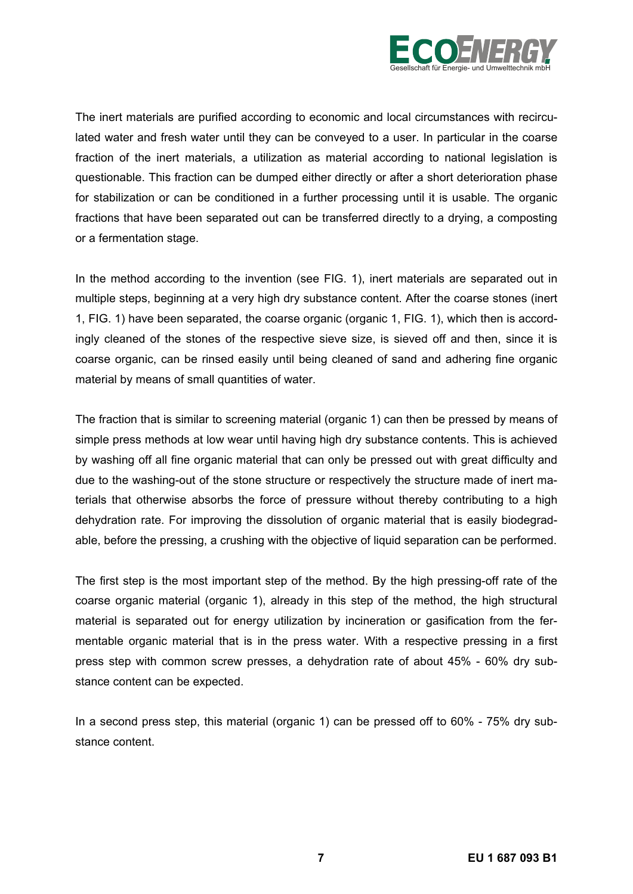The inert materials are purified according to economic and local circumstances with recirculated water and fresh water until they can be conveyed to a user. In particular in the coarse fraction of the inert materials, a utilization as material according to national legislation is questionable. This fraction can be dumped either directly or after a short deterioration phase for stabilization or can be conditioned in a further processing until it is usable. The organic fractions that have been separated out can be transferred directly to a drying, a composting or a fermentation stage.

In the method according to the invention (see FIG. 1), inert materials are separated out in multiple steps, beginning at a very high dry substance content. After the coarse stones (inert 1, FIG. 1) have been separated, the coarse organic (organic 1, FIG. 1), which then is accordingly cleaned of the stones of the respective sieve size, is sieved off and then, since it is coarse organic, can be rinsed easily until being cleaned of sand and adhering fine organic material by means of small quantities of water.

The fraction that is similar to screening material (organic 1) can then be pressed by means of simple press methods at low wear until having high dry substance contents. This is achieved by washing off all fine organic material that can only be pressed out with great difficulty and due to the washing-out of the stone structure or respectively the structure made of inert materials that otherwise absorbs the force of pressure without thereby contributing to a high dehydration rate. For improving the dissolution of organic material that is easily biodegradable, before the pressing, a crushing with the objective of liquid separation can be performed.

The first step is the most important step of the method. By the high pressing-off rate of the coarse organic material (organic 1), already in this step of the method, the high structural material is separated out for energy utilization by incineration or gasification from the fermentable organic material that is in the press water. With a respective pressing in a first press step with common screw presses, a dehydration rate of about 45% - 60% dry substance content can be expected.

In a second press step, this material (organic 1) can be pressed off to 60% - 75% dry substance content.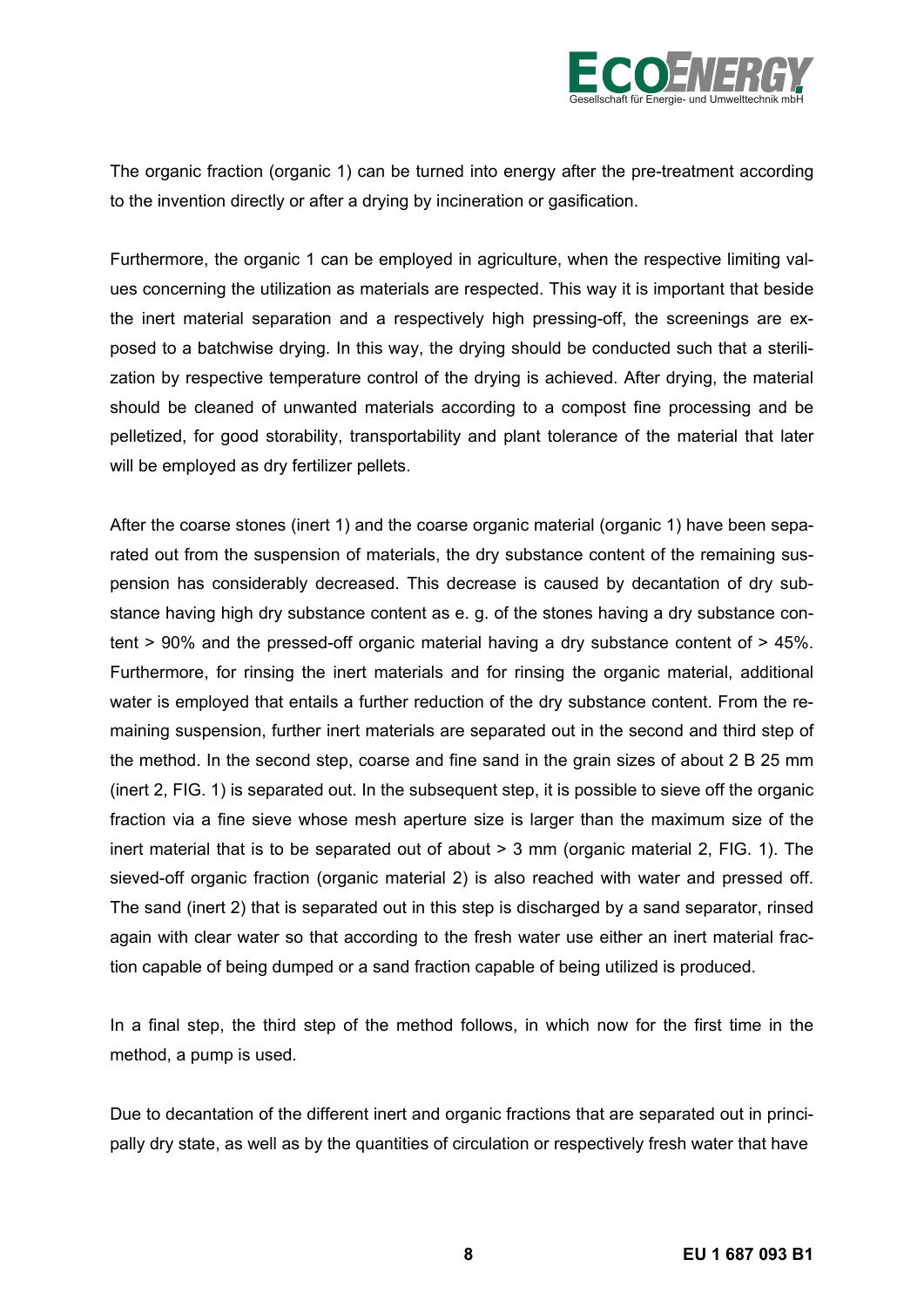The organic fraction (organic 1) can be turned into energy after the pre-treatment according to the invention directly or after a drying by incineration or gasification.

Furthermore, the organic 1 can be employed in agriculture, when the respective limiting values concerning the utilization as materials are respected. This way it is important that beside the inert material separation and a respectively high pressing-off, the screenings are exposed to a batchwise drying. In this way, the drying should be conducted such that a sterilization by respective temperature control of the drying is achieved. After drying, the material should be cleaned of unwanted materials according to a compost fine processing and be pelletized, for good storability, transportability and plant tolerance of the material that later will be employed as dry fertilizer pellets.

After the coarse stones (inert 1) and the coarse organic material (organic 1) have been separated out from the suspension of materials, the dry substance content of the remaining suspension has considerably decreased. This decrease is caused by decantation of dry substance having high dry substance content as e. g. of the stones having a dry substance content > 90% and the pressed-off organic material having a dry substance content of > 45%. Furthermore, for rinsing the inert materials and for rinsing the organic material, additional water is employed that entails a further reduction of the dry substance content. From the remaining suspension, further inert materials are separated out in the second and third step of the method. In the second step, coarse and fine sand in the grain sizes of about 2 B 25 mm (inert 2, FIG. 1) is separated out. In the subsequent step, it is possible to sieve off the organic fraction via a fine sieve whose mesh aperture size is larger than the maximum size of the inert material that is to be separated out of about > 3 mm (organic material 2, FIG. 1). The sieved-off organic fraction (organic material 2) is also reached with water and pressed off. The sand (inert 2) that is separated out in this step is discharged by a sand separator, rinsed again with clear water so that according to the fresh water use either an inert material fraction capable of being dumped or a sand fraction capable of being utilized is produced.

In a final step, the third step of the method follows, in which now for the first time in the method, a pump is used.

Due to decantation of the different inert and organic fractions that are separated out in principally dry state, as well as by the quantities of circulation or respectively fresh water that have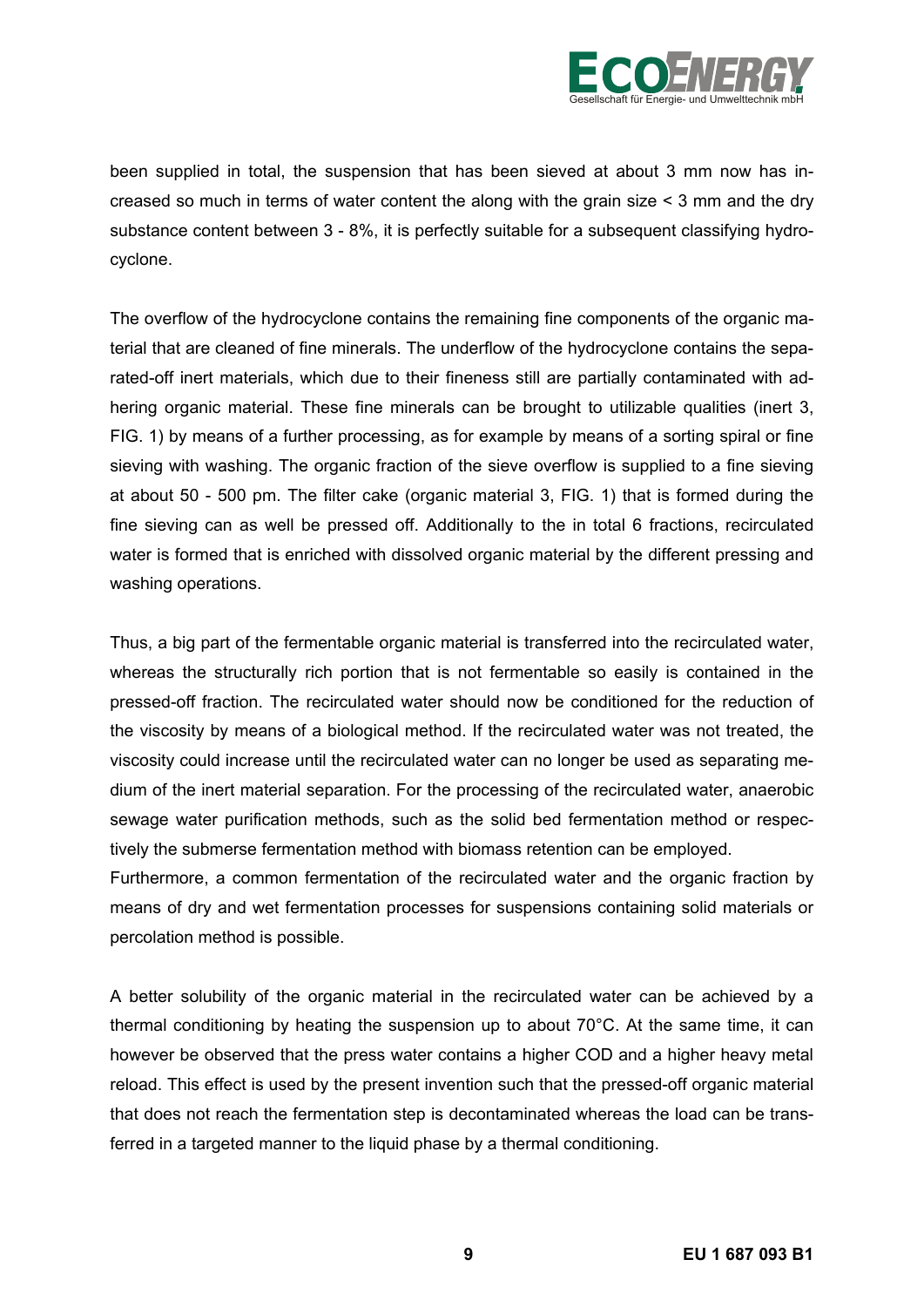been supplied in total, the suspension that has been sieved at about 3 mm now has increased so much in terms of water content the along with the grain size < 3 mm and the dry substance content between 3 - 8%, it is perfectly suitable for a subsequent classifying hydrocyclone.

The overflow of the hydrocyclone contains the remaining fine components of the organic material that are cleaned of fine minerals. The underflow of the hydrocyclone contains the separated-off inert materials, which due to their fineness still are partially contaminated with adhering organic material. These fine minerals can be brought to utilizable qualities (inert 3, FIG. 1) by means of a further processing, as for example by means of a sorting spiral or fine sieving with washing. The organic fraction of the sieve overflow is supplied to a fine sieving at about 50 - 500 pm. The filter cake (organic material 3, FIG. 1) that is formed during the fine sieving can as well be pressed off. Additionally to the in total 6 fractions, recirculated water is formed that is enriched with dissolved organic material by the different pressing and washing operations.

Thus, a big part of the fermentable organic material is transferred into the recirculated water, whereas the structurally rich portion that is not fermentable so easily is contained in the pressed-off fraction. The recirculated water should now be conditioned for the reduction of the viscosity by means of a biological method. If the recirculated water was not treated, the viscosity could increase until the recirculated water can no longer be used as separating medium of the inert material separation. For the processing of the recirculated water, anaerobic sewage water purification methods, such as the solid bed fermentation method or respectively the submerse fermentation method with biomass retention can be employed.
Furthermore, a common fermentation of the recirculated water and the organic fraction by means of dry and wet fermentation processes for suspensions containing solid materials or percolation method is possible.

A better solubility of the organic material in the recirculated water can be achieved by a thermal conditioning by heating the suspension up to about 70°C. At the same time, it can however be observed that the press water contains a higher COD and a higher heavy metal reload. This effect is used by the present invention such that the pressed-off organic material that does not reach the fermentation step is decontaminated whereas the load can be transferred in a targeted manner to the liquid phase by a thermal conditioning.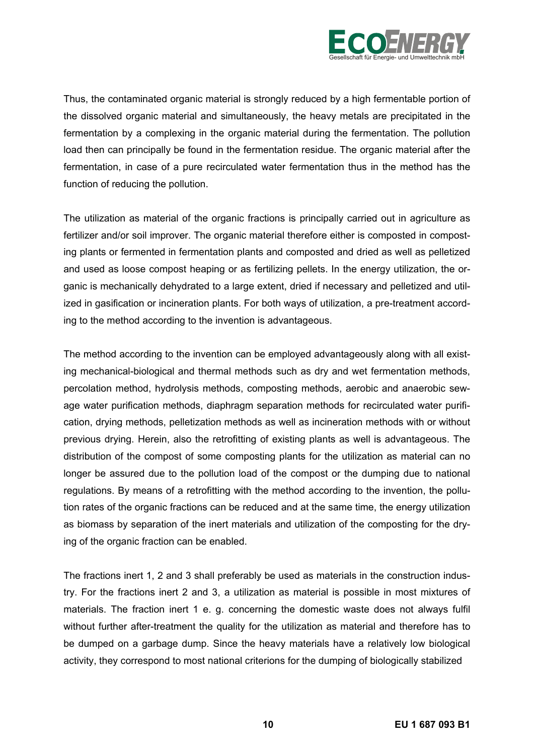Thus, the contaminated organic material is strongly reduced by a high fermentable portion of the dissolved organic material and simultaneously, the heavy metals are precipitated in the fermentation by a complexing in the organic material during the fermentation. The pollution load then can principally be found in the fermentation residue. The organic material after the fermentation, in case of a pure recirculated water fermentation thus in the method has the function of reducing the pollution.

The utilization as material of the organic fractions is principally carried out in agriculture as fertilizer and/or soil improver. The organic material therefore either is composted in composting plants or fermented in fermentation plants and composted and dried as well as pelletized and used as loose compost heaping or as fertilizing pellets. In the energy utilization, the organic is mechanically dehydrated to a large extent, dried if necessary and pelletized and utilized in gasification or incineration plants. For both ways of utilization, a pre-treatment according to the method according to the invention is advantageous.

The method according to the invention can be employed advantageously along with all existing mechanical-biological and thermal methods such as dry and wet fermentation methods, percolation method, hydrolysis methods, composting methods, aerobic and anaerobic sewage water purification methods, diaphragm separation methods for recirculated water purification, drying methods, pelletization methods as well as incineration methods with or without previous drying. Herein, also the retrofitting of existing plants as well is advantageous. The distribution of the compost of some composting plants for the utilization as material can no longer be assured due to the pollution load of the compost or the dumping due to national regulations. By means of a retrofitting with the method according to the invention, the pollution rates of the organic fractions can be reduced and at the same time, the energy utilization as biomass by separation of the inert materials and utilization of the composting for the drying of the organic fraction can be enabled.

The fractions inert 1, 2 and 3 shall preferably be used as materials in the construction industry. For the fractions inert 2 and 3, a utilization as material is possible in most mixtures of materials. The fraction inert 1 e. g. concerning the domestic waste does not always fulfil without further after-treatment the quality for the utilization as material and therefore has to be dumped on a garbage dump. Since the heavy materials have a relatively low biological activity, they correspond to most national criterions for the dumping of biologically stabilized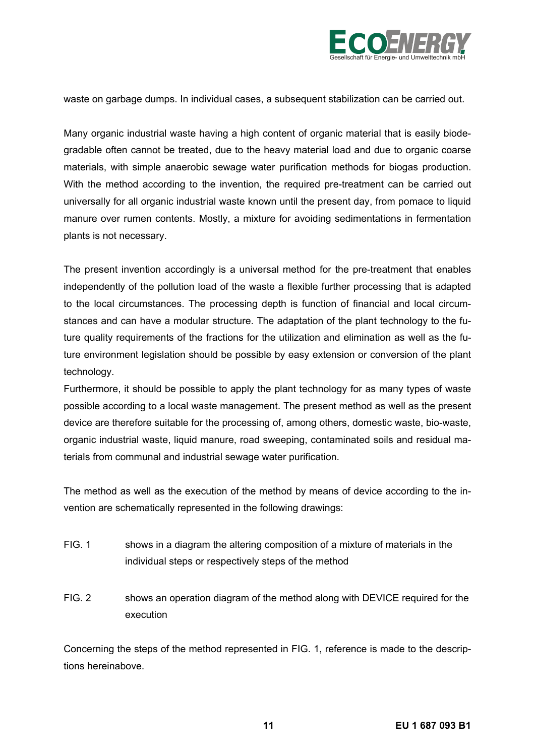waste on garbage dumps. In individual cases, a subsequent stabilization can be carried out.

Many organic industrial waste having a high content of organic material that is easily biodegradable often cannot be treated, due to the heavy material load and due to organic coarse materials, with simple anaerobic sewage water purification methods for biogas production. With the method according to the invention, the required pre-treatment can be carried out universally for all organic industrial waste known until the present day, from pomace to liquid manure over rumen contents. Mostly, a mixture for avoiding sedimentations in fermentation plants is not necessary.

The present invention accordingly is a universal method for the pre-treatment that enables independently of the pollution load of the waste a flexible further processing that is adapted to the local circumstances. The processing depth is function of financial and local circumstances and can have a modular structure. The adaptation of the plant technology to the future quality requirements of the fractions for the utilization and elimination as well as the future environment legislation should be possible by easy extension or conversion of the plant technology.

Furthermore, it should be possible to apply the plant technology for as many types of waste possible according to a local waste management. The present method as well as the present device are therefore suitable for the processing of, among others, domestic waste, bio-waste, organic industrial waste, liquid manure, road sweeping, contaminated soils and residual materials from communal and industrial sewage water purification.

The method as well as the execution of the method by means of device according to the invention are schematically represented in the following drawings:

FIG. 1 shows in a diagram the altering composition of a mixture of materials in the individual steps or respectively steps of the method

FIG. 2 shows an operation diagram of the method along with DEVICE required for the execution

Concerning the steps of the method represented in FIG. 1, reference is made to the descriptions hereinabove.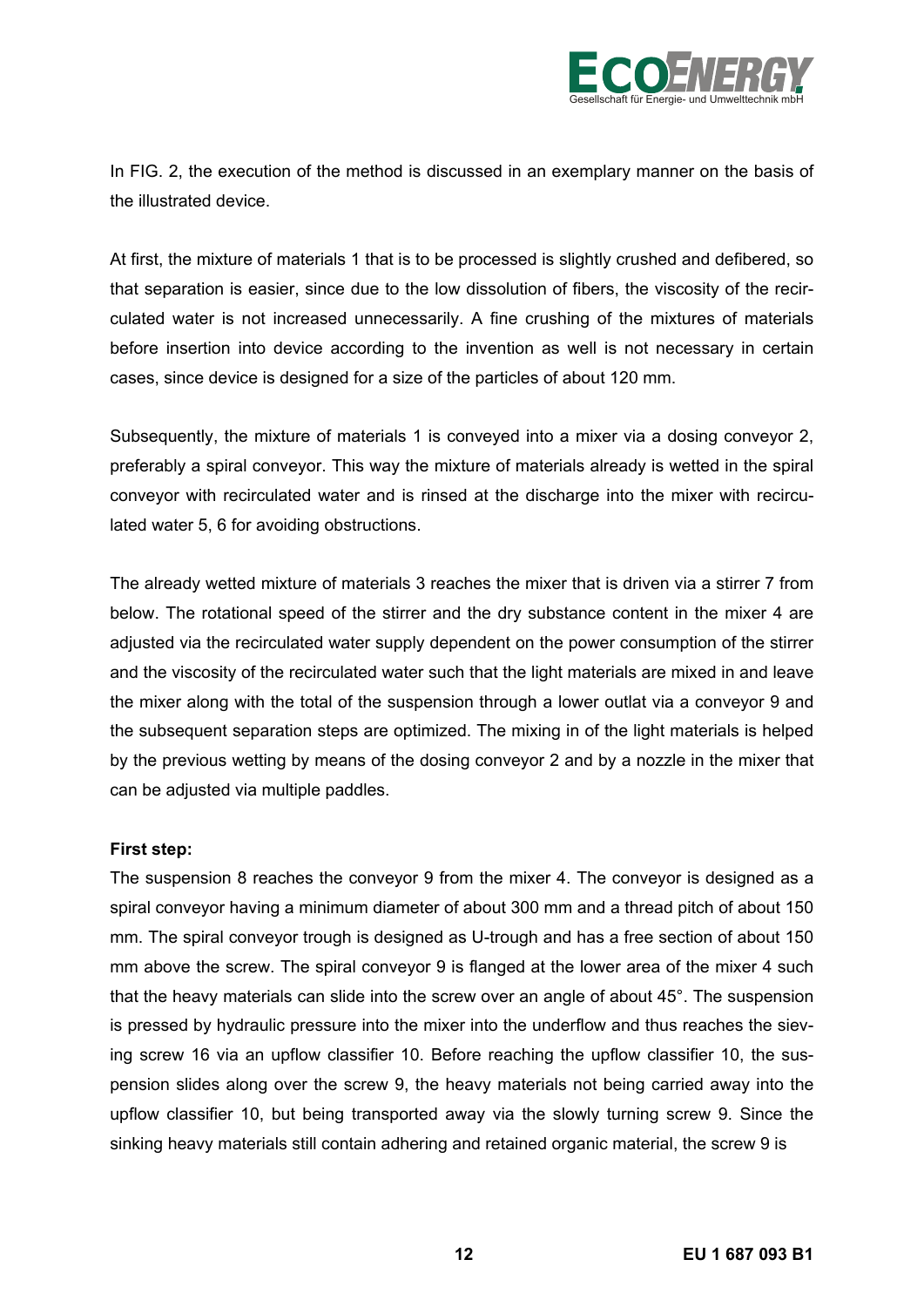In FIG. 2, the execution of the method is discussed in an exemplary manner on the basis of the illustrated device.

At first, the mixture of materials 1 that is to be processed is slightly crushed and defibered, so that separation is easier, since due to the low dissolution of fibers, the viscosity of the recirculated water is not increased unnecessarily. A fine crushing of the mixtures of materials before insertion into device according to the invention as well is not necessary in certain cases, since device is designed for a size of the particles of about 120 mm.

Subsequently, the mixture of materials 1 is conveyed into a mixer via a dosing conveyor 2, preferably a spiral conveyor. This way the mixture of materials already is wetted in the spiral conveyor with recirculated water and is rinsed at the discharge into the mixer with recirculated water 5, 6 for avoiding obstructions.

The already wetted mixture of materials 3 reaches the mixer that is driven via a stirrer 7 from below. The rotational speed of the stirrer and the dry substance content in the mixer 4 are adjusted via the recirculated water supply dependent on the power consumption of the stirrer and the viscosity of the recirculated water such that the light materials are mixed in and leave the mixer along with the total of the suspension through a lower outlat via a conveyor 9 and the subsequent separation steps are optimized. The mixing in of the light materials is helped by the previous wetting by means of the dosing conveyor 2 and by a nozzle in the mixer that can be adjusted via multiple paddles.

**First step:**

The suspension 8 reaches the conveyor 9 from the mixer 4. The conveyor is designed as a spiral conveyor having a minimum diameter of about 300 mm and a thread pitch of about 150 mm. The spiral conveyor trough is designed as U-trough and has a free section of about 150 mm above the screw. The spiral conveyor 9 is flanged at the lower area of the mixer 4 such that the heavy materials can slide into the screw over an angle of about 45°. The suspension is pressed by hydraulic pressure into the mixer into the underflow and thus reaches the sieving screw 16 via an upflow classifier 10. Before reaching the upflow classifier 10, the suspension slides along over the screw 9, the heavy materials not being carried away into the upflow classifier 10, but being transported away via the slowly turning screw 9. Since the sinking heavy materials still contain adhering and retained organic material, the screw 9 is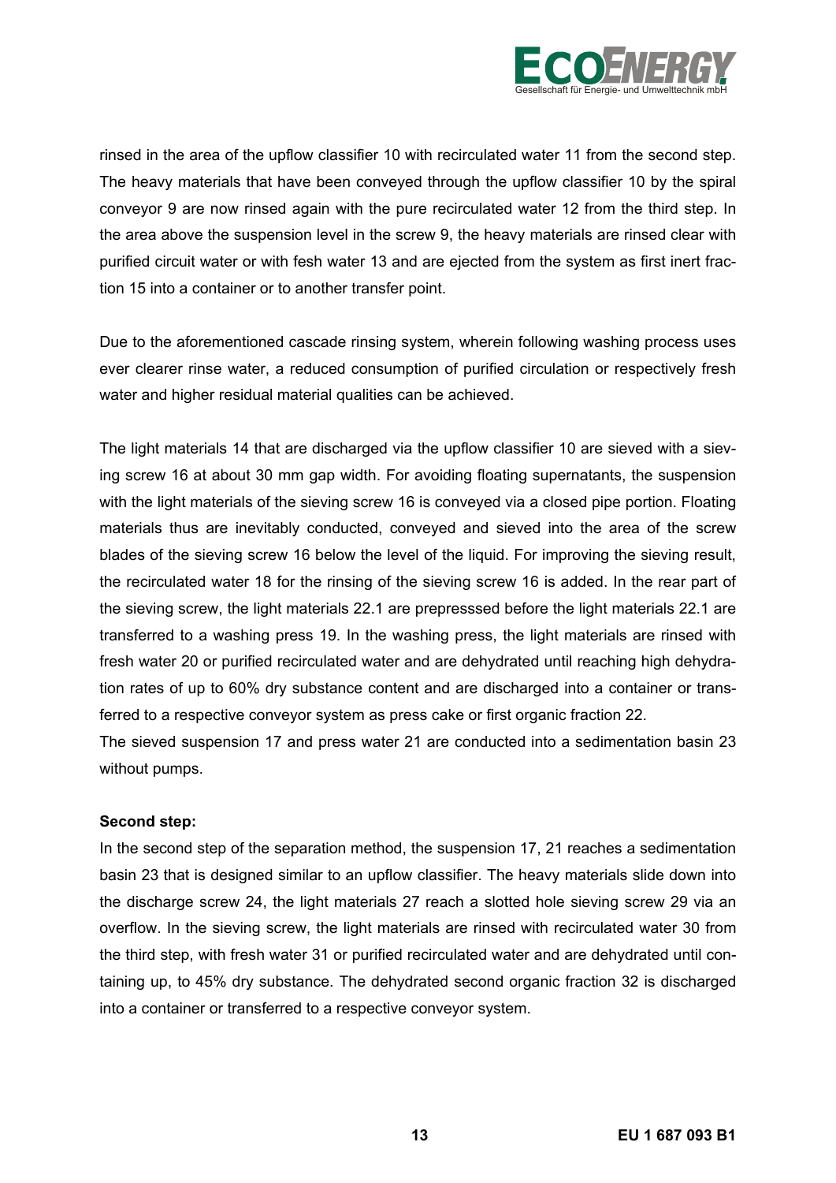rinsed in the area of the upflow classifier 10 with recirculated water 11 from the second step. The heavy materials that have been conveyed through the upflow classifier 10 by the spiral conveyor 9 are now rinsed again with the pure recirculated water 12 from the third step. In the area above the suspension level in the screw 9, the heavy materials are rinsed clear with purified circuit water or with fesh water 13 and are ejected from the system as first inert fraction 15 into a container or to another transfer point.

Due to the aforementioned cascade rinsing system, wherein following washing process uses ever clearer rinse water, a reduced consumption of purified circulation or respectively fresh water and higher residual material qualities can be achieved.

The light materials 14 that are discharged via the upflow classifier 10 are sieved with a sieving screw 16 at about 30 mm gap width. For avoiding floating supernatants, the suspension with the light materials of the sieving screw 16 is conveyed via a closed pipe portion. Floating materials thus are inevitably conducted, conveyed and sieved into the area of the screw blades of the sieving screw 16 below the level of the liquid. For improving the sieving result, the recirculated water 18 for the rinsing of the sieving screw 16 is added. In the rear part of the sieving screw, the light materials 22.1 are prepresssed before the light materials 22.1 are transferred to a washing press 19. In the washing press, the light materials are rinsed with fresh water 20 or purified recirculated water and are dehydrated until reaching high dehydration rates of up to 60% dry substance content and are discharged into a container or transferred to a respective conveyor system as press cake or first organic fraction 22.
The sieved suspension 17 and press water 21 are conducted into a sedimentation basin 23 without pumps.

**Second step:**
In the second step of the separation method, the suspension 17, 21 reaches a sedimentation basin 23 that is designed similar to an upflow classifier. The heavy materials slide down into the discharge screw 24, the light materials 27 reach a slotted hole sieving screw 29 via an overflow. In the sieving screw, the light materials are rinsed with recirculated water 30 from the third step, with fresh water 31 or purified recirculated water and are dehydrated until containing up, to 45% dry substance. The dehydrated second organic fraction 32 is discharged into a container or transferred to a respective conveyor system.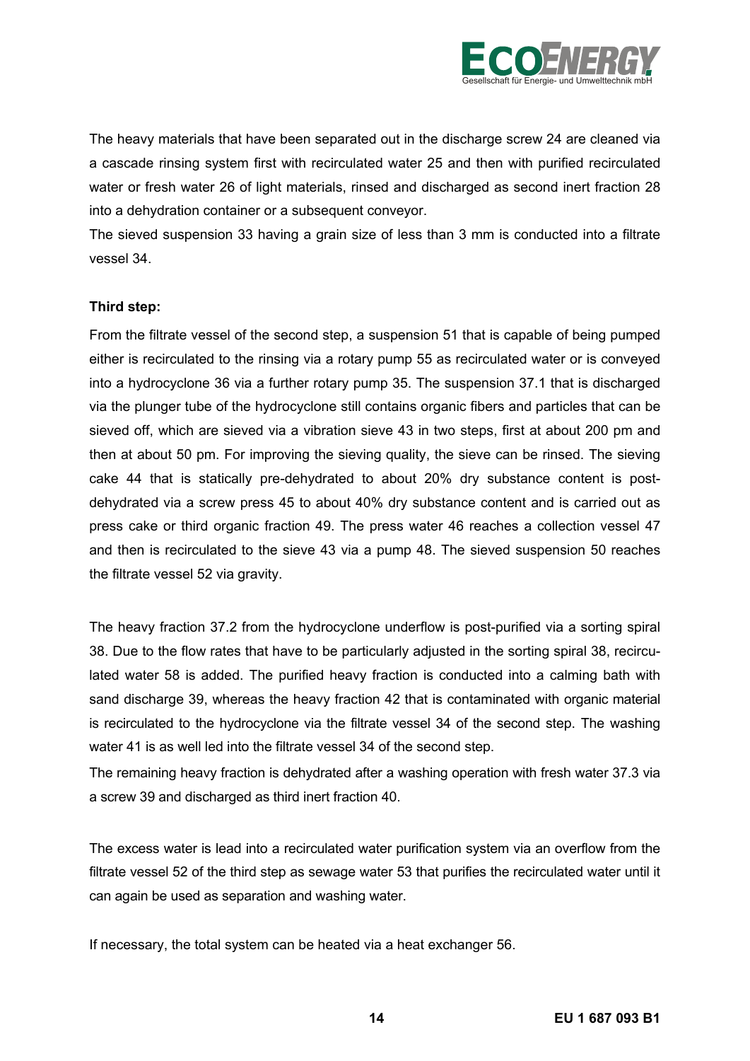The heavy materials that have been separated out in the discharge screw 24 are cleaned via a cascade rinsing system first with recirculated water 25 and then with purified recirculated water or fresh water 26 of light materials, rinsed and discharged as second inert fraction 28 into a dehydration container or a subsequent conveyor.

The sieved suspension 33 having a grain size of less than 3 mm is conducted into a filtrate vessel 34.

**Third step:**

From the filtrate vessel of the second step, a suspension 51 that is capable of being pumped either is recirculated to the rinsing via a rotary pump 55 as recirculated water or is conveyed into a hydrocyclone 36 via a further rotary pump 35. The suspension 37.1 that is discharged via the plunger tube of the hydrocyclone still contains organic fibers and particles that can be sieved off, which are sieved via a vibration sieve 43 in two steps, first at about 200 pm and then at about 50 pm. For improving the sieving quality, the sieve can be rinsed. The sieving cake 44 that is statically pre-dehydrated to about 20% dry substance content is post-dehydrated via a screw press 45 to about 40% dry substance content and is carried out as press cake or third organic fraction 49. The press water 46 reaches a collection vessel 47 and then is recirculated to the sieve 43 via a pump 48. The sieved suspension 50 reaches the filtrate vessel 52 via gravity.

The heavy fraction 37.2 from the hydrocyclone underflow is post-purified via a sorting spiral 38. Due to the flow rates that have to be particularly adjusted in the sorting spiral 38, recirculated water 58 is added. The purified heavy fraction is conducted into a calming bath with sand discharge 39, whereas the heavy fraction 42 that is contaminated with organic material is recirculated to the hydrocyclone via the filtrate vessel 34 of the second step. The washing water 41 is as well led into the filtrate vessel 34 of the second step.

The remaining heavy fraction is dehydrated after a washing operation with fresh water 37.3 via a screw 39 and discharged as third inert fraction 40.

The excess water is lead into a recirculated water purification system via an overflow from the filtrate vessel 52 of the third step as sewage water 53 that purifies the recirculated water until it can again be used as separation and washing water.

If necessary, the total system can be heated via a heat exchanger 56.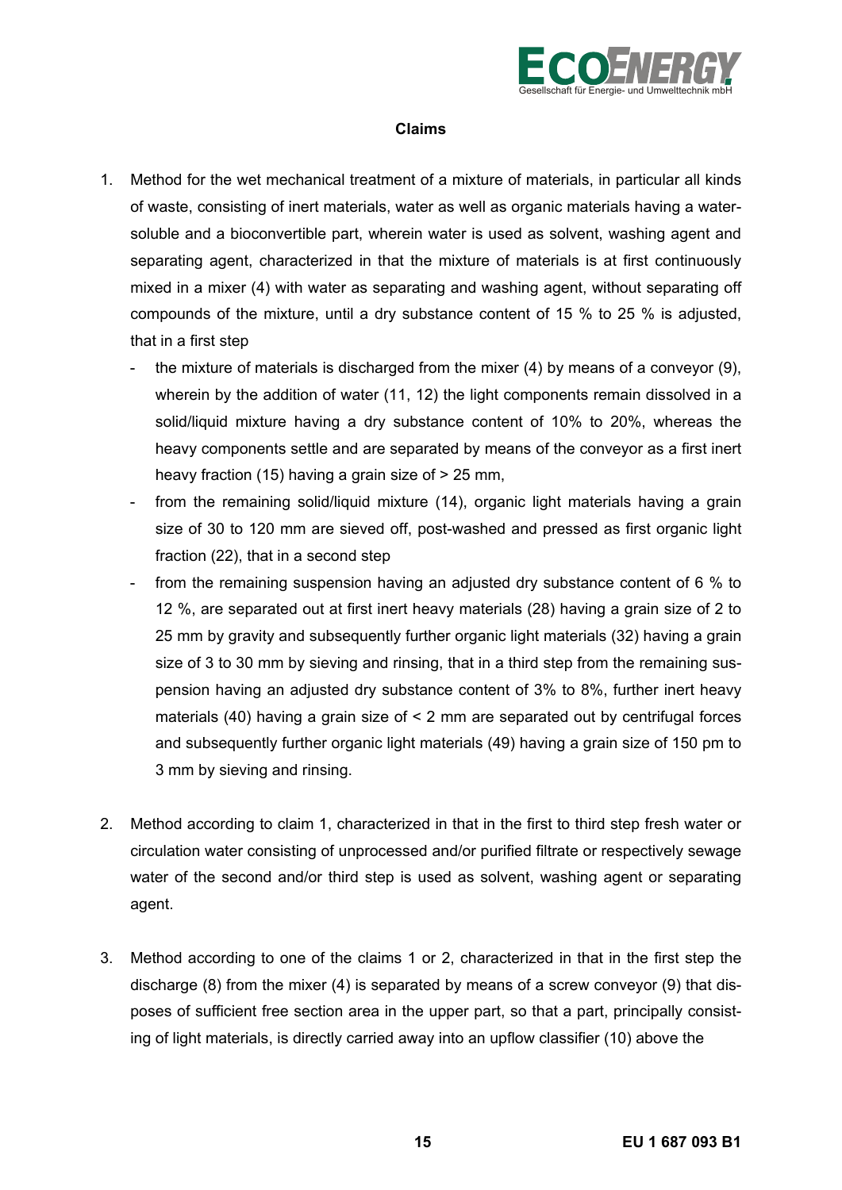## Claims

1. Method for the wet mechanical treatment of a mixture of materials, in particular all kinds of waste, consisting of inert materials, water as well as organic materials having a water-soluble and a bioconvertible part, wherein water is used as solvent, washing agent and separating agent, characterized in that the mixture of materials is at first continuously mixed in a mixer (4) with water as separating and washing agent, without separating off compounds of the mixture, until a dry substance content of 15 % to 25 % is adjusted, that in a first step
   - the mixture of materials is discharged from the mixer (4) by means of a conveyor (9), wherein by the addition of water (11, 12) the light components remain dissolved in a solid/liquid mixture having a dry substance content of 10% to 20%, whereas the heavy components settle and are separated by means of the conveyor as a first inert heavy fraction (15) having a grain size of > 25 mm,
   - from the remaining solid/liquid mixture (14), organic light materials having a grain size of 30 to 120 mm are sieved off, post-washed and pressed as first organic light fraction (22), that in a second step
   - from the remaining suspension having an adjusted dry substance content of 6 % to 12 %, are separated out at first inert heavy materials (28) having a grain size of 2 to 25 mm by gravity and subsequently further organic light materials (32) having a grain size of 3 to 30 mm by sieving and rinsing, that in a third step from the remaining suspension having an adjusted dry substance content of 3% to 8%, further inert heavy materials (40) having a grain size of < 2 mm are separated out by centrifugal forces and subsequently further organic light materials (49) having a grain size of 150 pm to 3 mm by sieving and rinsing.

2. Method according to claim 1, characterized in that in the first to third step fresh water or circulation water consisting of unprocessed and/or purified filtrate or respectively sewage water of the second and/or third step is used as solvent, washing agent or separating agent.

3. Method according to one of the claims 1 or 2, characterized in that in the first step the discharge (8) from the mixer (4) is separated by means of a screw conveyor (9) that disposes of sufficient free section area in the upper part, so that a part, principally consisting of light materials, is directly carried away into an upflow classifier (10) above the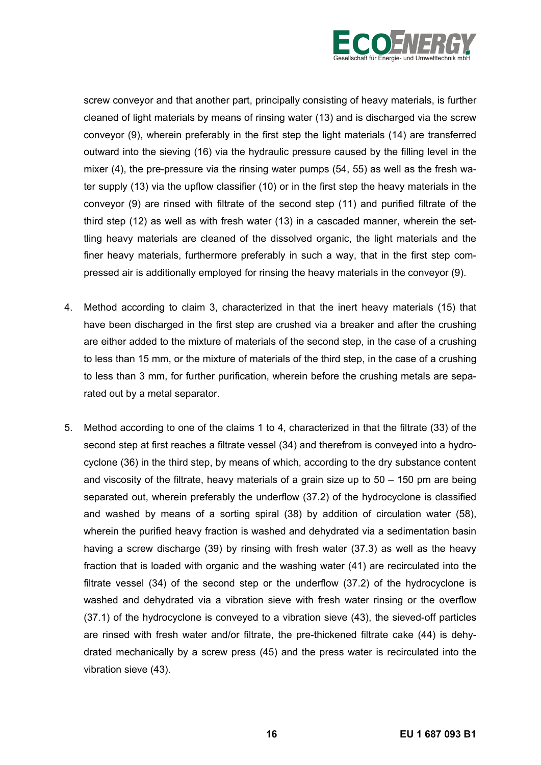screw conveyor and that another part, principally consisting of heavy materials, is further cleaned of light materials by means of rinsing water (13) and is discharged via the screw conveyor (9), wherein preferably in the first step the light materials (14) are transferred outward into the sieving (16) via the hydraulic pressure caused by the filling level in the mixer (4), the pre-pressure via the rinsing water pumps (54, 55) as well as the fresh water supply (13) via the upflow classifier (10) or in the first step the heavy materials in the conveyor (9) are rinsed with filtrate of the second step (11) and purified filtrate of the third step (12) as well as with fresh water (13) in a cascaded manner, wherein the settling heavy materials are cleaned of the dissolved organic, the light materials and the finer heavy materials, furthermore preferably in such a way, that in the first step compressed air is additionally employed for rinsing the heavy materials in the conveyor (9).

4. Method according to claim 3, characterized in that the inert heavy materials (15) that have been discharged in the first step are crushed via a breaker and after the crushing are either added to the mixture of materials of the second step, in the case of a crushing to less than 15 mm, or the mixture of materials of the third step, in the case of a crushing to less than 3 mm, for further purification, wherein before the crushing metals are separated out by a metal separator.

5. Method according to one of the claims 1 to 4, characterized in that the filtrate (33) of the second step at first reaches a filtrate vessel (34) and therefrom is conveyed into a hydrocyclone (36) in the third step, by means of which, according to the dry substance content and viscosity of the filtrate, heavy materials of a grain size up to 50 – 150 pm are being separated out, wherein preferably the underflow (37.2) of the hydrocyclone is classified and washed by means of a sorting spiral (38) by addition of circulation water (58), wherein the purified heavy fraction is washed and dehydrated via a sedimentation basin having a screw discharge (39) by rinsing with fresh water (37.3) as well as the heavy fraction that is loaded with organic and the washing water (41) are recirculated into the filtrate vessel (34) of the second step or the underflow (37.2) of the hydrocyclone is washed and dehydrated via a vibration sieve with fresh water rinsing or the overflow (37.1) of the hydrocyclone is conveyed to a vibration sieve (43), the sieved-off particles are rinsed with fresh water and/or filtrate, the pre-thickened filtrate cake (44) is dehydrated mechanically by a screw press (45) and the press water is recirculated into the vibration sieve (43).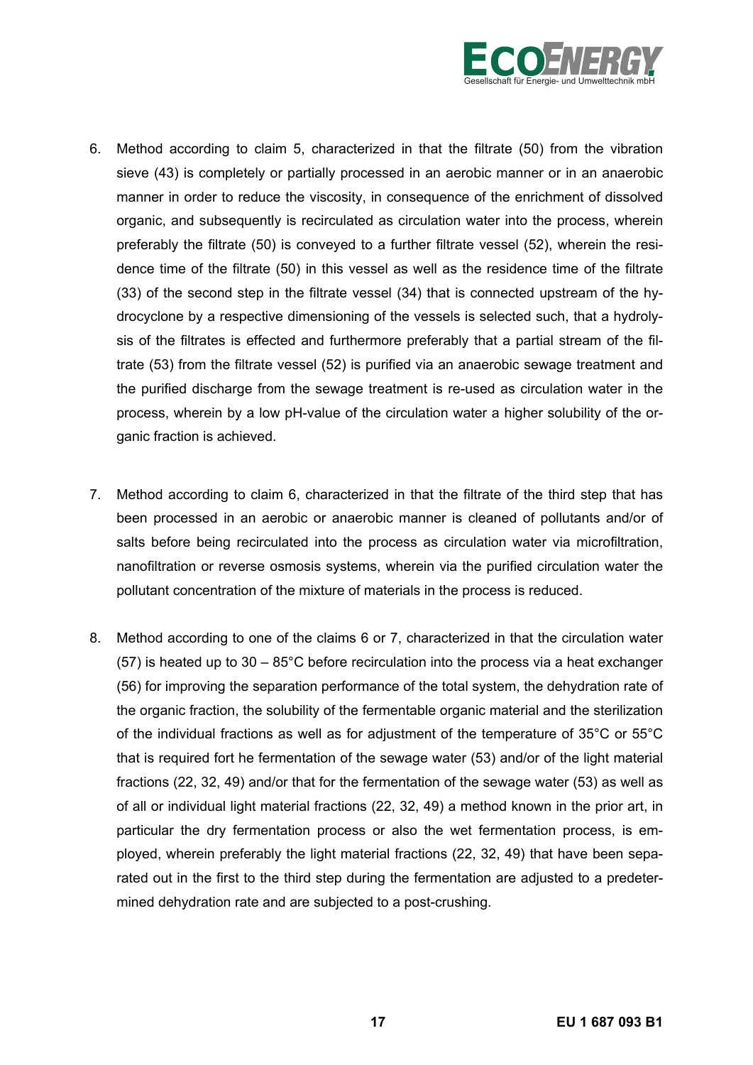6. Method according to claim 5, characterized in that the filtrate (50) from the vibration sieve (43) is completely or partially processed in an aerobic manner or in an anaerobic manner in order to reduce the viscosity, in consequence of the enrichment of dissolved organic, and subsequently is recirculated as circulation water into the process, wherein preferably the filtrate (50) is conveyed to a further filtrate vessel (52), wherein the residence time of the filtrate (50) in this vessel as well as the residence time of the filtrate (33) of the second step in the filtrate vessel (34) that is connected upstream of the hydrocyclone by a respective dimensioning of the vessels is selected such, that a hydrolysis of the filtrates is effected and furthermore preferably that a partial stream of the filtrate (53) from the filtrate vessel (52) is purified via an anaerobic sewage treatment and the purified discharge from the sewage treatment is re-used as circulation water in the process, wherein by a low pH-value of the circulation water a higher solubility of the organic fraction is achieved.

7. Method according to claim 6, characterized in that the filtrate of the third step that has been processed in an aerobic or anaerobic manner is cleaned of pollutants and/or of salts before being recirculated into the process as circulation water via microfiltration, nanofiltration or reverse osmosis systems, wherein via the purified circulation water the pollutant concentration of the mixture of materials in the process is reduced.

8. Method according to one of the claims 6 or 7, characterized in that the circulation water (57) is heated up to 30 – 85°C before recirculation into the process via a heat exchanger (56) for improving the separation performance of the total system, the dehydration rate of the organic fraction, the solubility of the fermentable organic material and the sterilization of the individual fractions as well as for adjustment of the temperature of 35°C or 55°C that is required fort he fermentation of the sewage water (53) and/or of the light material fractions (22, 32, 49) and/or that for the fermentation of the sewage water (53) as well as of all or individual light material fractions (22, 32, 49) a method known in the prior art, in particular the dry fermentation process or also the wet fermentation process, is employed, wherein preferably the light material fractions (22, 32, 49) that have been separated out in the first to the third step during the fermentation are adjusted to a predetermined dehydration rate and are subjected to a post-crushing.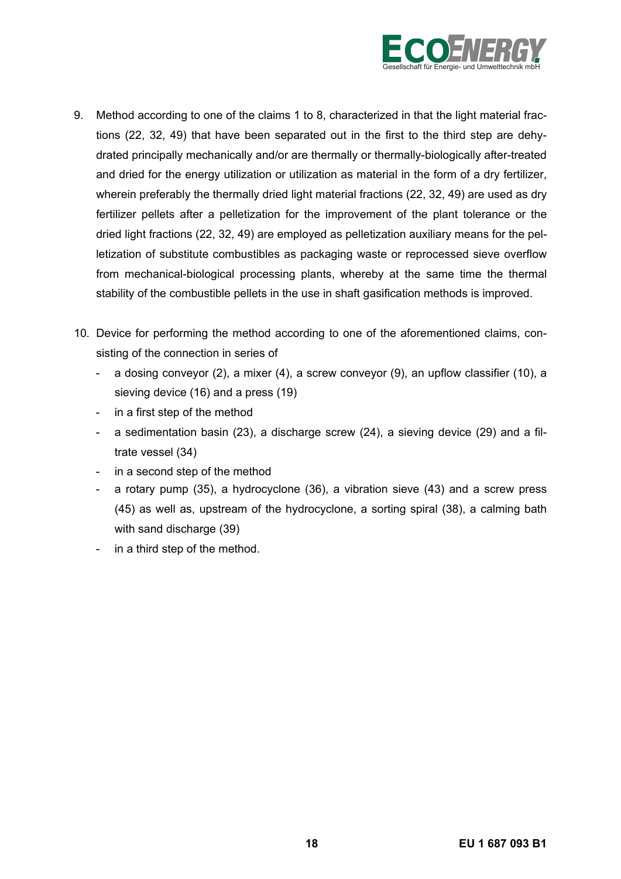9. Method according to one of the claims 1 to 8, characterized in that the light material fractions (22, 32, 49) that have been separated out in the first to the third step are dehydrated principally mechanically and/or are thermally or thermally-biologically after-treated and dried for the energy utilization or utilization as material in the form of a dry fertilizer, wherein preferably the thermally dried light material fractions (22, 32, 49) are used as dry fertilizer pellets after a pelletization for the improvement of the plant tolerance or the dried light fractions (22, 32, 49) are employed as pelletization auxiliary means for the pelletization of substitute combustibles as packaging waste or reprocessed sieve overflow from mechanical-biological processing plants, whereby at the same time the thermal stability of the combustible pellets in the use in shaft gasification methods is improved.

10. Device for performing the method according to one of the aforementioned claims, consisting of the connection in series of
    - a dosing conveyor (2), a mixer (4), a screw conveyor (9), an upflow classifier (10), a sieving device (16) and a press (19)
    - in a first step of the method
    - a sedimentation basin (23), a discharge screw (24), a sieving device (29) and a filtrate vessel (34)
    - in a second step of the method
    - a rotary pump (35), a hydrocyclone (36), a vibration sieve (43) and a screw press (45) as well as, upstream of the hydrocyclone, a sorting spiral (38), a calming bath with sand discharge (39)
    - in a third step of the method.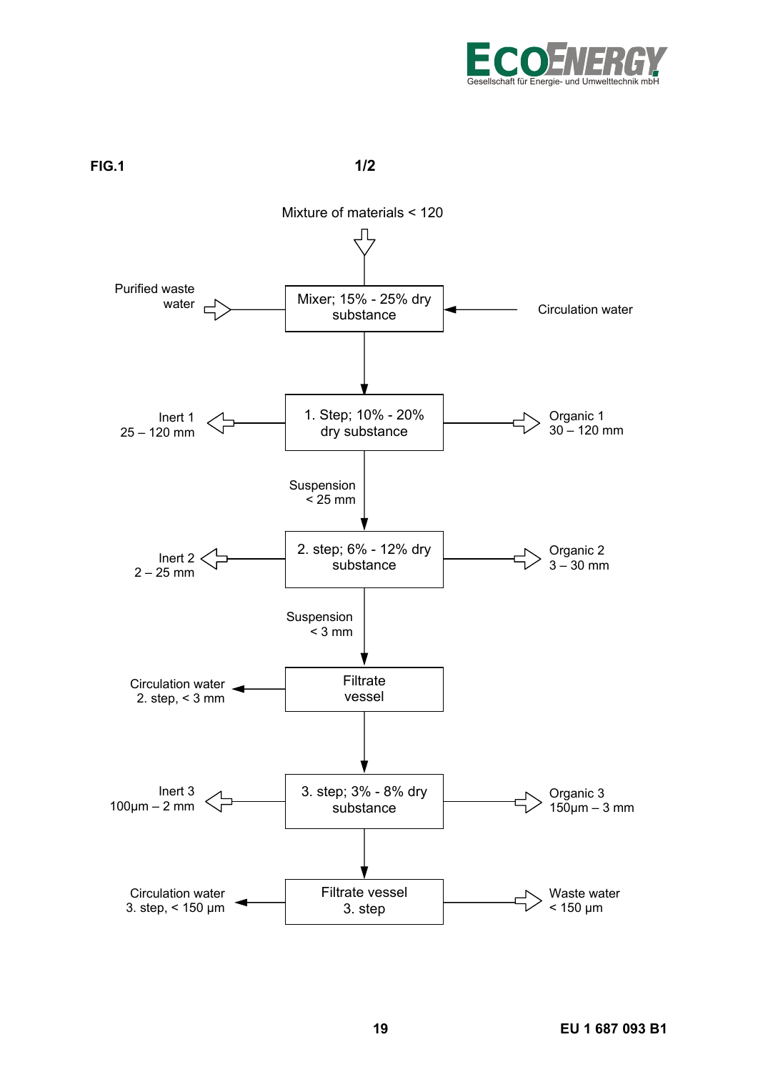**FIG.1** **1/2**

Mixture of materials < 120

↓

| Input / Output (left) | Process step | Output (right) |
|---|---|---|
| Purified waste water ⇨ | Mixer; 15% - 25% dry substance | ← Circulation water |
| ⇦ Inert 1 25 – 120 mm | 1. Step; 10% - 20% dry substance | ⇨ Organic 1 30 – 120 mm |
| | ↓ Suspension < 25 mm | |
| ⇦ Inert 2 2 – 25 mm | 2. step; 6% - 12% dry substance | ⇨ Organic 2 3 – 30 mm |
| | ↓ Suspension < 3 mm | |
| ← Circulation water 2. step, < 3 mm | Filtrate vessel | |
| ⇦ Inert 3 100µm – 2 mm | 3. step; 3% - 8% dry substance | ⇨ Organic 3 150µm – 3 mm |
| ← Circulation water 3. step, < 150 µm | Filtrate vessel 3. step | ⇨ Waste water < 150 µm |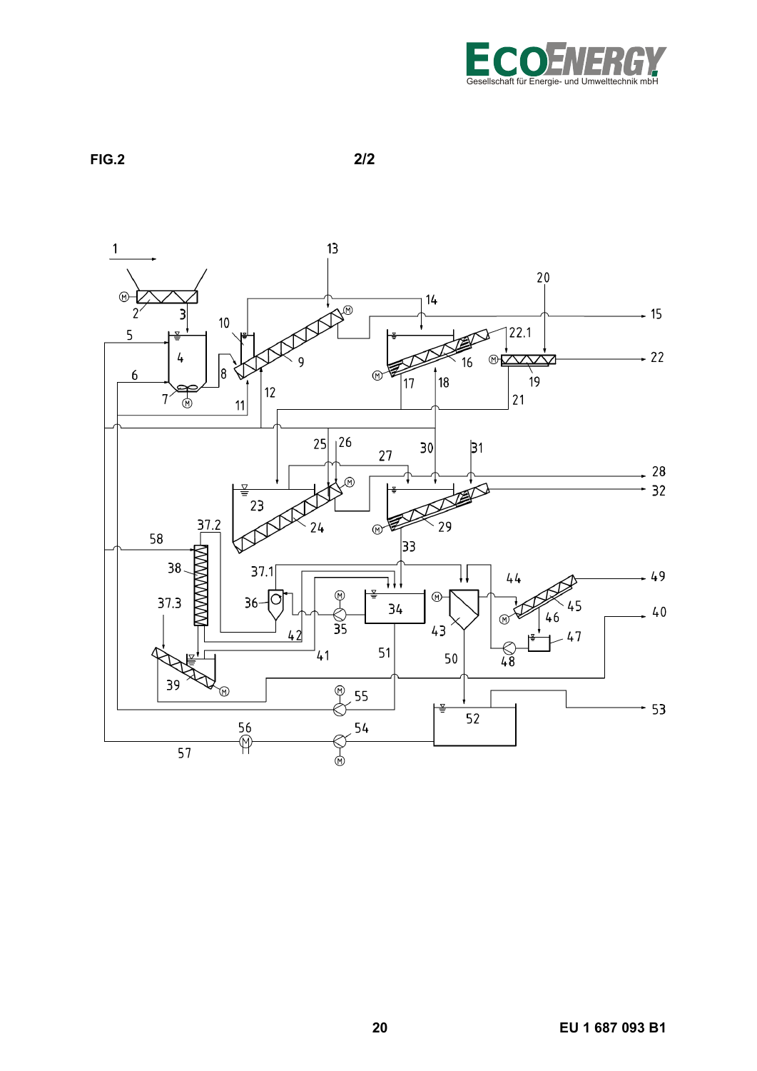FIG.2

1
13
20
14
15
2
3
10
22.1
5
4
9
16
22
8
19
6
7
12
17
18
11
21
25
26
30
31
27
28
32
23
24
29
37.2
58
33
38
37.1
44
49
45
36
34
46
40
37.3
35
42
43
47
41
51
50
48
39
55
52
53
56
54
57